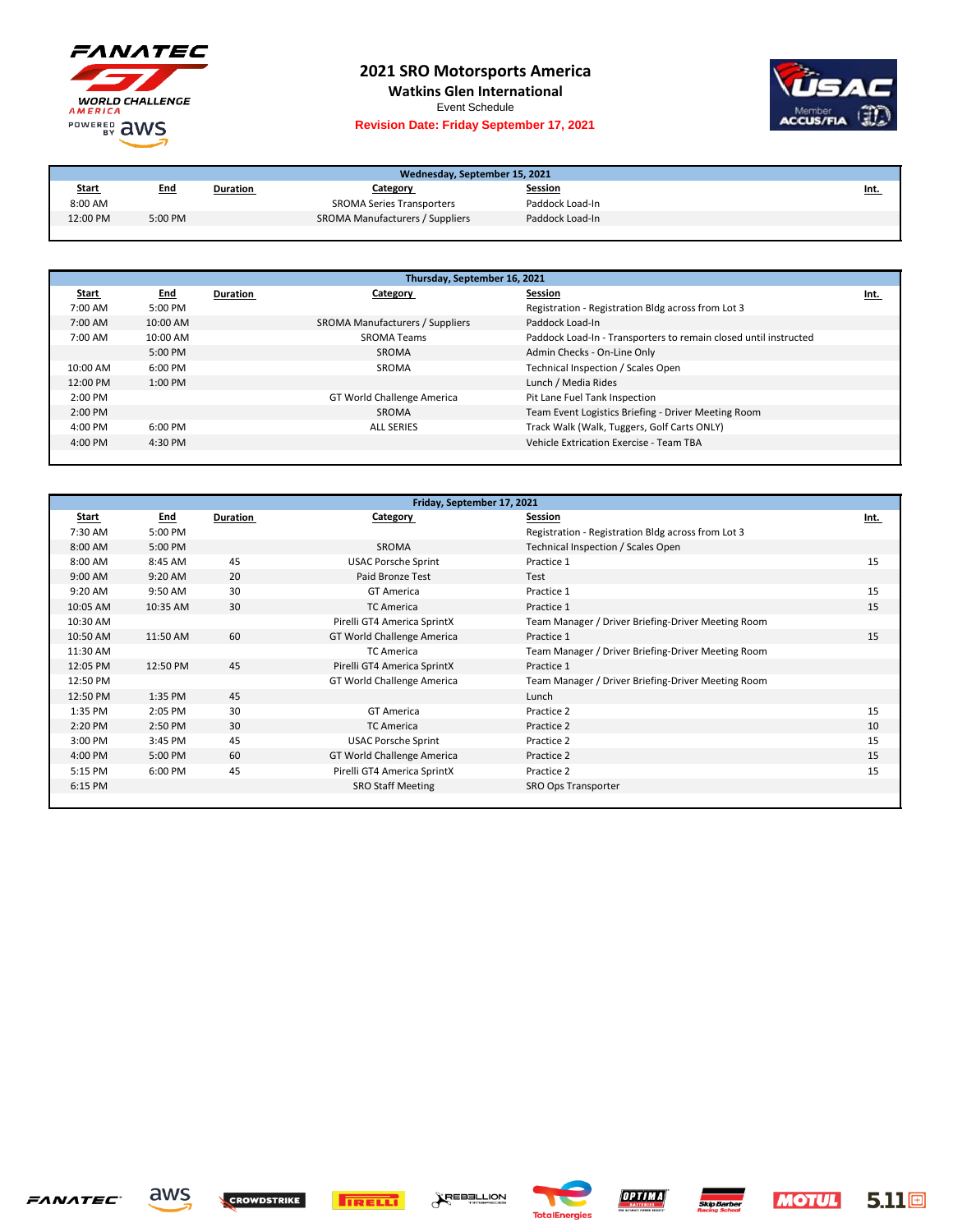# 2021 SRO Motorsports America

## Watkins Glen International

Event Schedule

**Revision Date: Friday September 17, 2021**

| Wednesday, September 15, 2021 | | | | | |
|---|---|---|---|---|---|
| **Start** | **End** | **Duration** | **Category** | **Session** | **Int.** |
| 8:00 AM | | | SROMA Series Transporters | Paddock Load-In | |
| 12:00 PM | 5:00 PM | | SROMA Manufacturers / Suppliers | Paddock Load-In | |

| Thursday, September 16, 2021 | | | | | |
|---|---|---|---|---|---|
| **Start** | **End** | **Duration** | **Category** | **Session** | **Int.** |
| 7:00 AM | 5:00 PM | | | Registration - Registration Bldg across from Lot 3 | |
| 7:00 AM | 10:00 AM | | SROMA Manufacturers / Suppliers | Paddock Load-In | |
| 7:00 AM | 10:00 AM | | SROMA Teams | Paddock Load-In - Transporters to remain closed until instructed | |
| | 5:00 PM | | SROMA | Admin Checks - On-Line Only | |
| 10:00 AM | 6:00 PM | | SROMA | Technical Inspection / Scales Open | |
| 12:00 PM | 1:00 PM | | | Lunch / Media Rides | |
| 2:00 PM | | | GT World Challenge America | Pit Lane Fuel Tank Inspection | |
| 2:00 PM | | | SROMA | Team Event Logistics Briefing - Driver Meeting Room | |
| 4:00 PM | 6:00 PM | | ALL SERIES | Track Walk (Walk, Tuggers, Golf Carts ONLY) | |
| 4:00 PM | 4:30 PM | | | Vehicle Extrication Exercise - Team TBA | |

| Friday, September 17, 2021 | | | | | |
|---|---|---|---|---|---|
| **Start** | **End** | **Duration** | **Category** | **Session** | **Int.** |
| 7:30 AM | 5:00 PM | | | Registration - Registration Bldg across from Lot 3 | |
| 8:00 AM | 5:00 PM | | SROMA | Technical Inspection / Scales Open | |
| 8:00 AM | 8:45 AM | 45 | USAC Porsche Sprint | Practice 1 | 15 |
| 9:00 AM | 9:20 AM | 20 | Paid Bronze Test | Test | |
| 9:20 AM | 9:50 AM | 30 | GT America | Practice 1 | 15 |
| 10:05 AM | 10:35 AM | 30 | TC America | Practice 1 | 15 |
| 10:30 AM | | | Pirelli GT4 America SprintX | Team Manager / Driver Briefing-Driver Meeting Room | |
| 10:50 AM | 11:50 AM | 60 | GT World Challenge America | Practice 1 | 15 |
| 11:30 AM | | | TC America | Team Manager / Driver Briefing-Driver Meeting Room | |
| 12:05 PM | 12:50 PM | 45 | Pirelli GT4 America SprintX | Practice 1 | 15 |
| 12:50 PM | | | GT World Challenge America | Team Manager / Driver Briefing-Driver Meeting Room | |
| 12:50 PM | 1:35 PM | 45 | | Lunch | |
| 1:35 PM | 2:05 PM | 30 | GT America | Practice 2 | 15 |
| 2:20 PM | 2:50 PM | 30 | TC America | Practice 2 | 10 |
| 3:00 PM | 3:45 PM | 45 | USAC Porsche Sprint | Practice 2 | 15 |
| 4:00 PM | 5:00 PM | 60 | GT World Challenge America | Practice 2 | 15 |
| 5:15 PM | 6:00 PM | 45 | Pirelli GT4 America SprintX | Practice 2 | 15 |
| 6:15 PM | | | SRO Staff Meeting | SRO Ops Transporter | |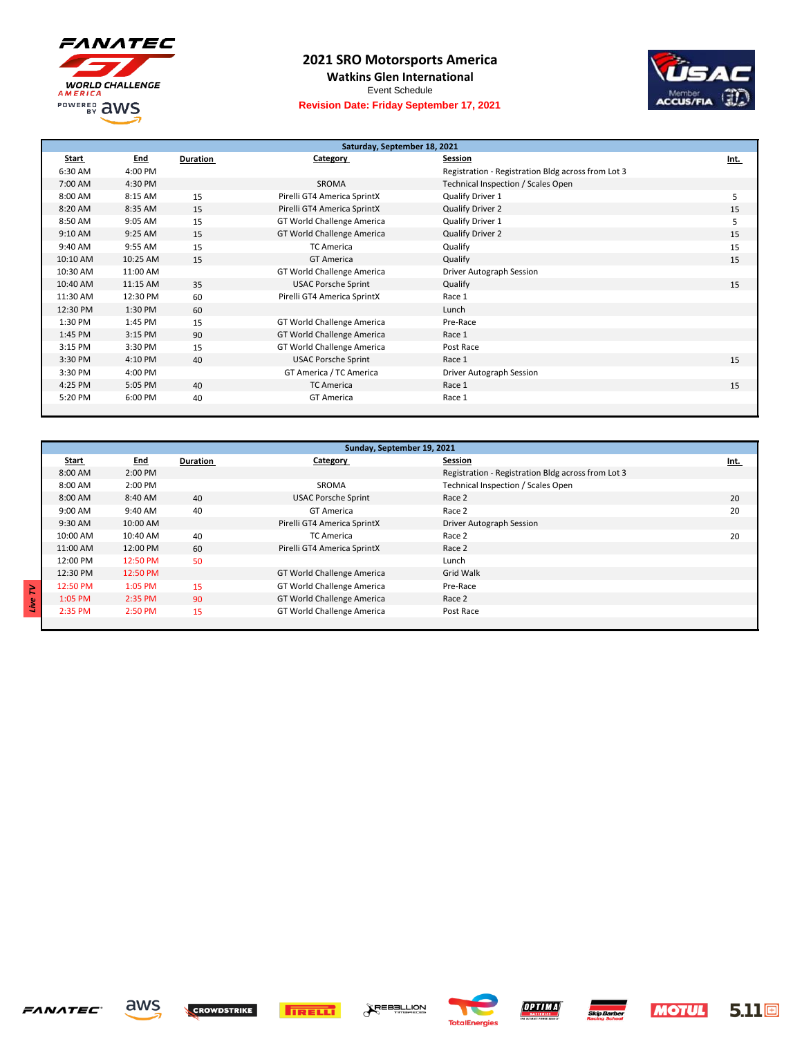# 2021 SRO Motorsports America

## Watkins Glen International

Event Schedule

**Revision Date: Friday September 17, 2021**

| Saturday, September 18, 2021 | | | | | |
|---|---|---|---|---|---|
| **Start** | **End** | **Duration** | **Category** | **Session** | **Int.** |
| 6:30 AM | 4:00 PM | | | Registration - Registration Bldg across from Lot 3 | |
| 7:00 AM | 4:30 PM | | SROMA | Technical Inspection / Scales Open | |
| 8:00 AM | 8:15 AM | 15 | Pirelli GT4 America SprintX | Qualify Driver 1 | 5 |
| 8:20 AM | 8:35 AM | 15 | Pirelli GT4 America SprintX | Qualify Driver 2 | 15 |
| 8:50 AM | 9:05 AM | 15 | GT World Challenge America | Qualify Driver 1 | 5 |
| 9:10 AM | 9:25 AM | 15 | GT World Challenge America | Qualify Driver 2 | 15 |
| 9:40 AM | 9:55 AM | 15 | TC America | Qualify | 15 |
| 10:10 AM | 10:25 AM | 15 | GT America | Qualify | 15 |
| 10:30 AM | 11:00 AM | | GT World Challenge America | Driver Autograph Session | |
| 10:40 AM | 11:15 AM | 35 | USAC Porsche Sprint | Qualify | 15 |
| 11:30 AM | 12:30 PM | 60 | Pirelli GT4 America SprintX | Race 1 | |
| 12:30 PM | 1:30 PM | 60 | | Lunch | |
| 1:30 PM | 1:45 PM | 15 | GT World Challenge America | Pre-Race | |
| 1:45 PM | 3:15 PM | 90 | GT World Challenge America | Race 1 | |
| 3:15 PM | 3:30 PM | 15 | GT World Challenge America | Post Race | |
| 3:30 PM | 4:10 PM | 40 | USAC Porsche Sprint | Race 1 | 15 |
| 3:30 PM | 4:00 PM | | GT America / TC America | Driver Autograph Session | |
| 4:25 PM | 5:05 PM | 40 | TC America | Race 1 | 15 |
| 5:20 PM | 6:00 PM | 40 | GT America | Race 1 | |

| Sunday, September 19, 2021 | | | | | |
|---|---|---|---|---|---|
| **Start** | **End** | **Duration** | **Category** | **Session** | **Int.** |
| 8:00 AM | 2:00 PM | | | Registration - Registration Bldg across from Lot 3 | |
| 8:00 AM | 2:00 PM | | SROMA | Technical Inspection / Scales Open | |
| 8:00 AM | 8:40 AM | 40 | USAC Porsche Sprint | Race 2 | 20 |
| 9:00 AM | 9:40 AM | 40 | GT America | Race 2 | 20 |
| 9:30 AM | 10:00 AM | | Pirelli GT4 America SprintX | Driver Autograph Session | |
| 10:00 AM | 10:40 AM | 40 | TC America | Race 2 | 20 |
| 11:00 AM | 12:00 PM | 60 | Pirelli GT4 America SprintX | Race 2 | |
| 12:00 PM | 12:50 PM | 50 | | Lunch | |
| 12:30 PM | 12:50 PM | | GT World Challenge America | Grid Walk | |
| 12:50 PM | 1:05 PM | 15 | GT World Challenge America | Pre-Race | |
| 1:05 PM | 2:35 PM | 90 | GT World Challenge America | Race 2 | |
| 2:35 PM | 2:50 PM | 15 | GT World Challenge America | Post Race | |

*Live TV*